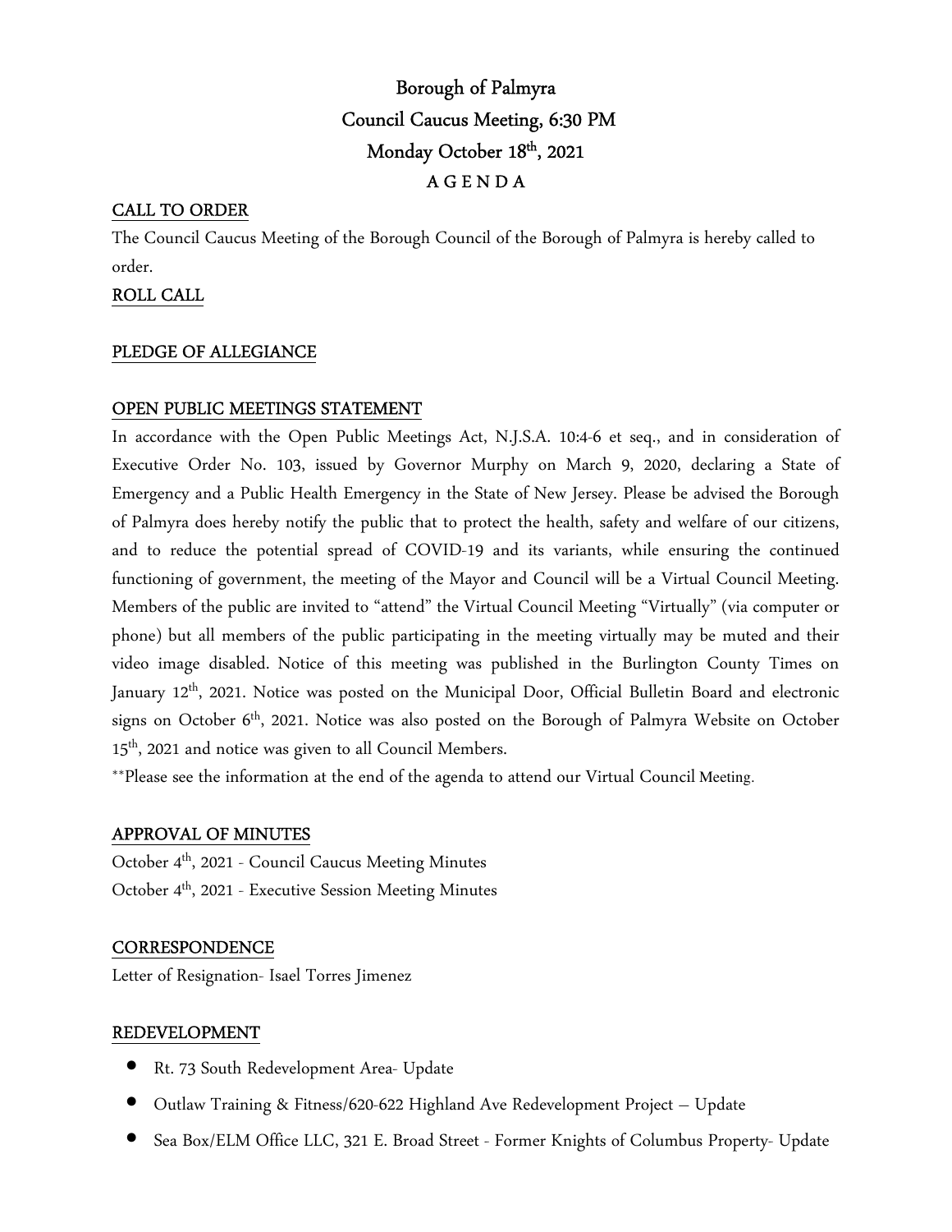# Borough of Palmyra
## Council Caucus Meeting, 6:30 PM
## Monday October 18th, 2021
## A G E N D A

**CALL TO ORDER**

The Council Caucus Meeting of the Borough Council of the Borough of Palmyra is hereby called to order.

**ROLL CALL**

**PLEDGE OF ALLEGIANCE**

**OPEN PUBLIC MEETINGS STATEMENT**

In accordance with the Open Public Meetings Act, N.J.S.A. 10:4-6 et seq., and in consideration of Executive Order No. 103, issued by Governor Murphy on March 9, 2020, declaring a State of Emergency and a Public Health Emergency in the State of New Jersey. Please be advised the Borough of Palmyra does hereby notify the public that to protect the health, safety and welfare of our citizens, and to reduce the potential spread of COVID-19 and its variants, while ensuring the continued functioning of government, the meeting of the Mayor and Council will be a Virtual Council Meeting. Members of the public are invited to "attend" the Virtual Council Meeting "Virtually" (via computer or phone) but all members of the public participating in the meeting virtually may be muted and their video image disabled. Notice of this meeting was published in the Burlington County Times on January 12th, 2021. Notice was posted on the Municipal Door, Official Bulletin Board and electronic signs on October 6th, 2021. Notice was also posted on the Borough of Palmyra Website on October 15th, 2021 and notice was given to all Council Members.

**Please see the information at the end of the agenda to attend our Virtual Council Meeting.

**APPROVAL OF MINUTES**

October 4th, 2021 - Council Caucus Meeting Minutes

October 4th, 2021 - Executive Session Meeting Minutes

**CORRESPONDENCE**

Letter of Resignation- Isael Torres Jimenez

**REDEVELOPMENT**

- Rt. 73 South Redevelopment Area- Update
- Outlaw Training & Fitness/620-622 Highland Ave Redevelopment Project – Update
- Sea Box/ELM Office LLC, 321 E. Broad Street - Former Knights of Columbus Property- Update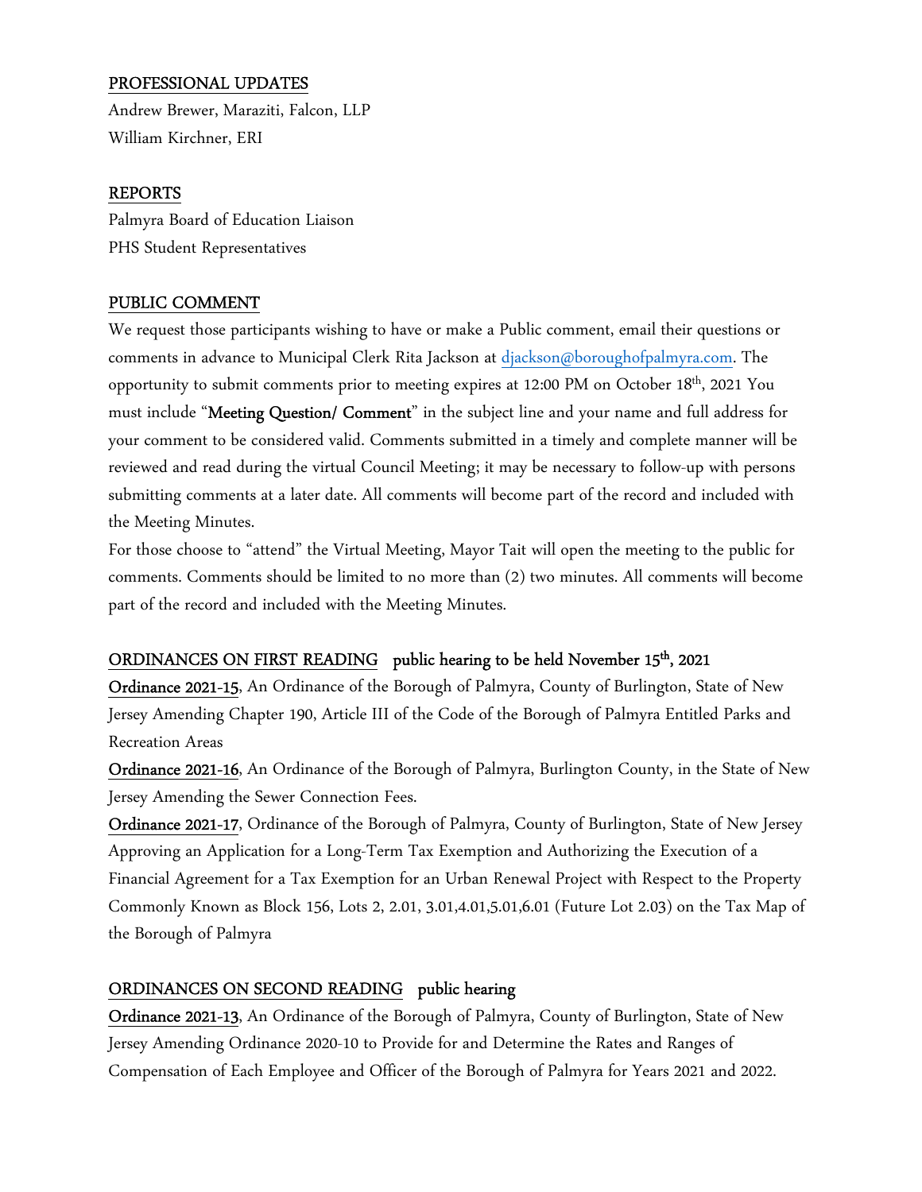## PROFESSIONAL UPDATES

Andrew Brewer, Maraziti, Falcon, LLP
William Kirchner, ERI

## REPORTS

Palmyra Board of Education Liaison
PHS Student Representatives

## PUBLIC COMMENT

We request those participants wishing to have or make a Public comment, email their questions or comments in advance to Municipal Clerk Rita Jackson at djackson@boroughofpalmyra.com. The opportunity to submit comments prior to meeting expires at 12:00 PM on October 18th, 2021 You must include "**Meeting Question/ Comment**" in the subject line and your name and full address for your comment to be considered valid. Comments submitted in a timely and complete manner will be reviewed and read during the virtual Council Meeting; it may be necessary to follow-up with persons submitting comments at a later date. All comments will become part of the record and included with the Meeting Minutes.

For those choose to "attend" the Virtual Meeting, Mayor Tait will open the meeting to the public for comments. Comments should be limited to no more than (2) two minutes. All comments will become part of the record and included with the Meeting Minutes.

## ORDINANCES ON FIRST READING **public hearing to be held November 15th, 2021**

**Ordinance 2021-15**, An Ordinance of the Borough of Palmyra, County of Burlington, State of New Jersey Amending Chapter 190, Article III of the Code of the Borough of Palmyra Entitled Parks and Recreation Areas

**Ordinance 2021-16**, An Ordinance of the Borough of Palmyra, Burlington County, in the State of New Jersey Amending the Sewer Connection Fees.

**Ordinance 2021-17**, Ordinance of the Borough of Palmyra, County of Burlington, State of New Jersey Approving an Application for a Long-Term Tax Exemption and Authorizing the Execution of a Financial Agreement for a Tax Exemption for an Urban Renewal Project with Respect to the Property Commonly Known as Block 156, Lots 2, 2.01, 3.01,4.01,5.01,6.01 (Future Lot 2.03) on the Tax Map of the Borough of Palmyra

## ORDINANCES ON SECOND READING **public hearing**

**Ordinance 2021-13**, An Ordinance of the Borough of Palmyra, County of Burlington, State of New Jersey Amending Ordinance 2020-10 to Provide for and Determine the Rates and Ranges of Compensation of Each Employee and Officer of the Borough of Palmyra for Years 2021 and 2022.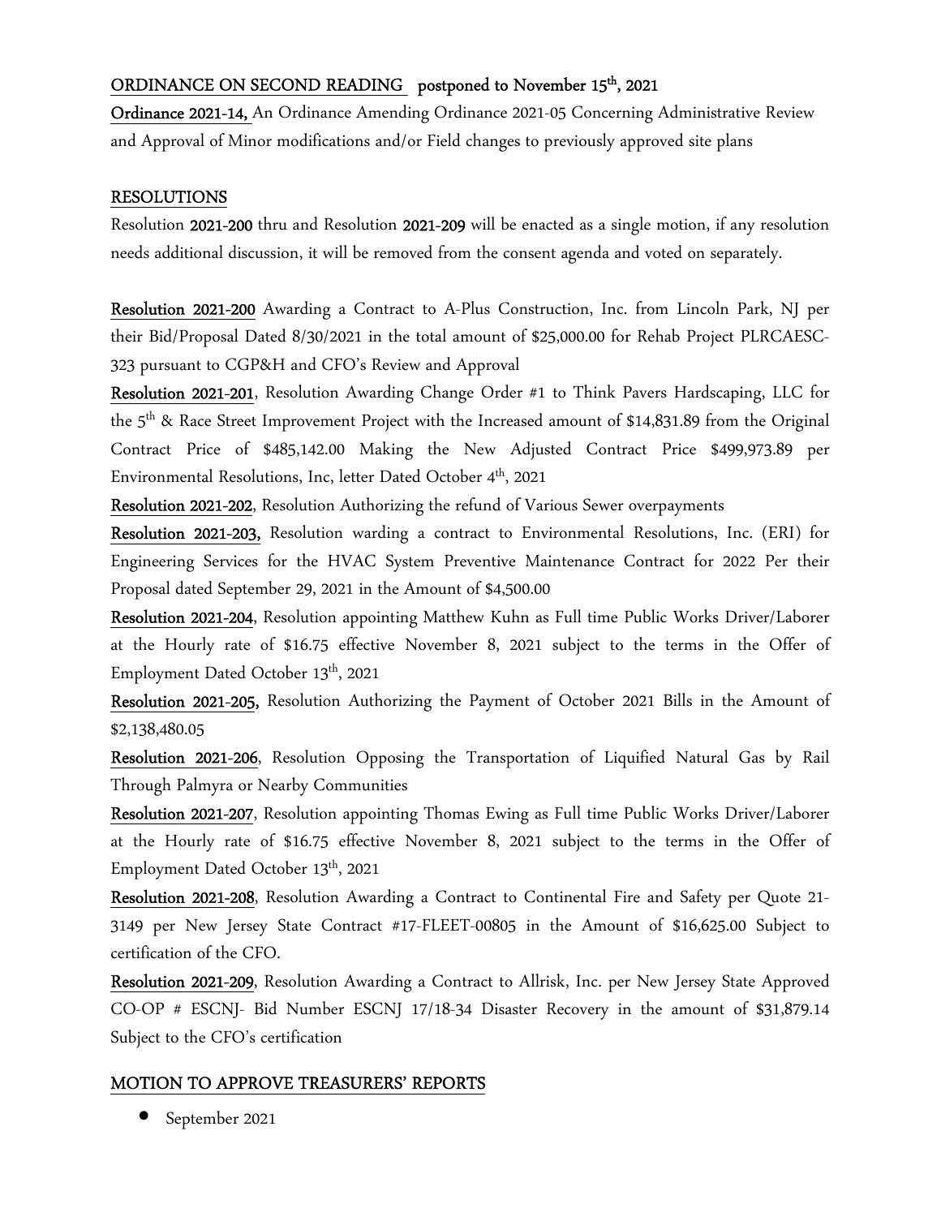## ORDINANCE ON SECOND READING postponed to November 15th, 2021

Ordinance 2021-14, An Ordinance Amending Ordinance 2021-05 Concerning Administrative Review and Approval of Minor modifications and/or Field changes to previously approved site plans

## RESOLUTIONS

Resolution **2021-200** thru and Resolution **2021-209** will be enacted as a single motion, if any resolution needs additional discussion, it will be removed from the consent agenda and voted on separately.

**Resolution 2021-200** Awarding a Contract to A-Plus Construction, Inc. from Lincoln Park, NJ per their Bid/Proposal Dated 8/30/2021 in the total amount of $25,000.00 for Rehab Project PLRCAESC-323 pursuant to CGP&H and CFO's Review and Approval

**Resolution 2021-201**, Resolution Awarding Change Order #1 to Think Pavers Hardscaping, LLC for the 5th & Race Street Improvement Project with the Increased amount of $14,831.89 from the Original Contract Price of $485,142.00 Making the New Adjusted Contract Price $499,973.89 per Environmental Resolutions, Inc, letter Dated October 4th, 2021

**Resolution 2021-202**, Resolution Authorizing the refund of Various Sewer overpayments

**Resolution 2021-203,** Resolution warding a contract to Environmental Resolutions, Inc. (ERI) for Engineering Services for the HVAC System Preventive Maintenance Contract for 2022 Per their Proposal dated September 29, 2021 in the Amount of $4,500.00

**Resolution 2021-204**, Resolution appointing Matthew Kuhn as Full time Public Works Driver/Laborer at the Hourly rate of $16.75 effective November 8, 2021 subject to the terms in the Offer of Employment Dated October 13th, 2021

**Resolution 2021-205,** Resolution Authorizing the Payment of October 2021 Bills in the Amount of $2,138,480.05

**Resolution 2021-206**, Resolution Opposing the Transportation of Liquified Natural Gas by Rail Through Palmyra or Nearby Communities

**Resolution 2021-207**, Resolution appointing Thomas Ewing as Full time Public Works Driver/Laborer at the Hourly rate of $16.75 effective November 8, 2021 subject to the terms in the Offer of Employment Dated October 13th, 2021

**Resolution 2021-208**, Resolution Awarding a Contract to Continental Fire and Safety per Quote 21-3149 per New Jersey State Contract #17-FLEET-00805 in the Amount of $16,625.00 Subject to certification of the CFO.

**Resolution 2021-209**, Resolution Awarding a Contract to Allrisk, Inc. per New Jersey State Approved CO-OP # ESCNJ- Bid Number ESCNJ 17/18-34 Disaster Recovery in the amount of $31,879.14 Subject to the CFO's certification

## MOTION TO APPROVE TREASURERS' REPORTS

- September 2021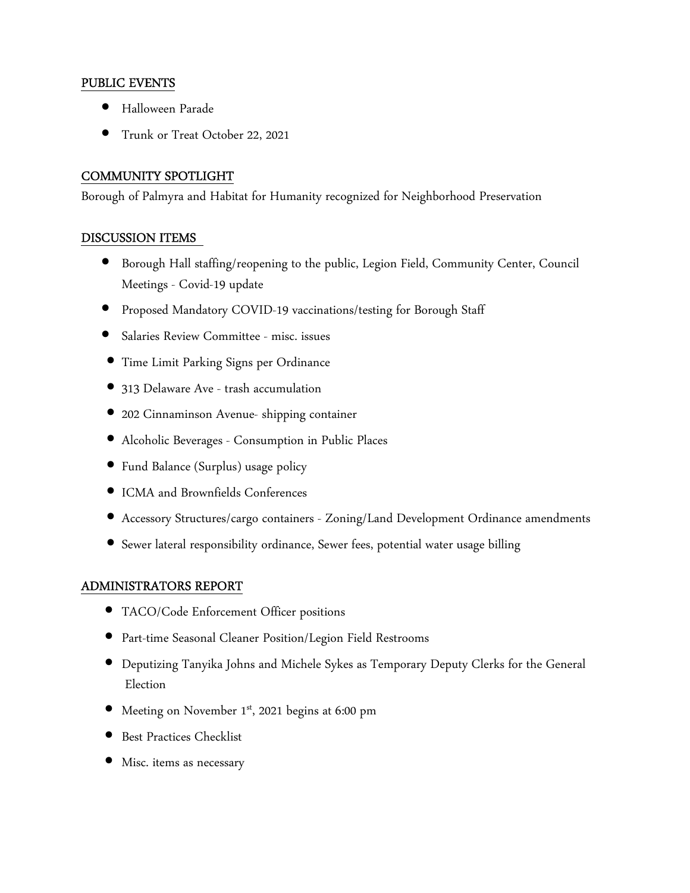## PUBLIC EVENTS

- Halloween Parade
- Trunk or Treat October 22, 2021

## COMMUNITY SPOTLIGHT

Borough of Palmyra and Habitat for Humanity recognized for Neighborhood Preservation

## DISCUSSION ITEMS

- Borough Hall staffing/reopening to the public, Legion Field, Community Center, Council Meetings - Covid-19 update
- Proposed Mandatory COVID-19 vaccinations/testing for Borough Staff
- Salaries Review Committee - misc. issues
- Time Limit Parking Signs per Ordinance
- 313 Delaware Ave - trash accumulation
- 202 Cinnaminson Avenue- shipping container
- Alcoholic Beverages - Consumption in Public Places
- Fund Balance (Surplus) usage policy
- ICMA and Brownfields Conferences
- Accessory Structures/cargo containers - Zoning/Land Development Ordinance amendments
- Sewer lateral responsibility ordinance, Sewer fees, potential water usage billing

## ADMINISTRATORS REPORT

- TACO/Code Enforcement Officer positions
- Part-time Seasonal Cleaner Position/Legion Field Restrooms
- Deputizing Tanyika Johns and Michele Sykes as Temporary Deputy Clerks for the General Election
- Meeting on November 1st, 2021 begins at 6:00 pm
- Best Practices Checklist
- Misc. items as necessary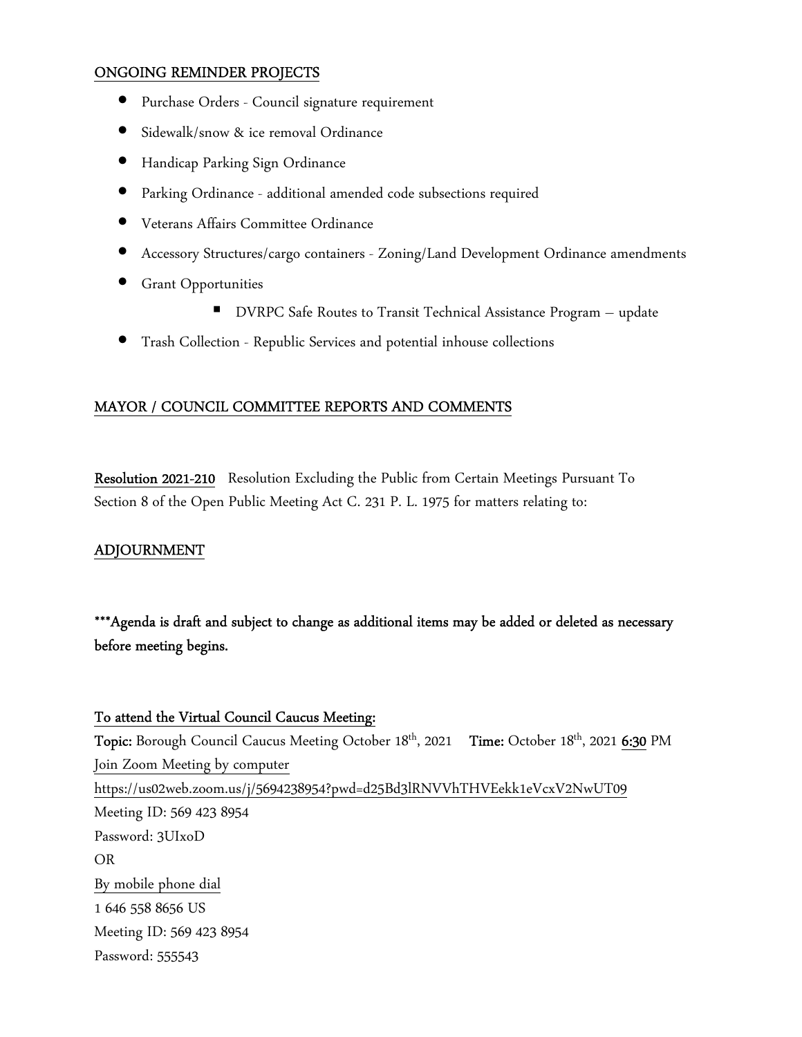## ONGOING REMINDER PROJECTS

- Purchase Orders - Council signature requirement
- Sidewalk/snow & ice removal Ordinance
- Handicap Parking Sign Ordinance
- Parking Ordinance - additional amended code subsections required
- Veterans Affairs Committee Ordinance
- Accessory Structures/cargo containers - Zoning/Land Development Ordinance amendments
- Grant Opportunities
    - DVRPC Safe Routes to Transit Technical Assistance Program – update
- Trash Collection - Republic Services and potential inhouse collections

## MAYOR / COUNCIL COMMITTEE REPORTS AND COMMENTS

**Resolution 2021-210** Resolution Excluding the Public from Certain Meetings Pursuant To Section 8 of the Open Public Meeting Act C. 231 P. L. 1975 for matters relating to:

## ADJOURNMENT

**\*\*\*Agenda is draft and subject to change as additional items may be added or deleted as necessary before meeting begins.**

**To attend the Virtual Council Caucus Meeting:**

**Topic:** Borough Council Caucus Meeting October 18th, 2021 **Time:** October 18th, 2021 **6:30** PM

Join Zoom Meeting by computer

https://us02web.zoom.us/j/5694238954?pwd=d25Bd3lRNVVhTHVEekk1eVcxV2NwUT09

Meeting ID: 569 423 8954

Password: 3UIxoD

OR

By mobile phone dial

1 646 558 8656 US

Meeting ID: 569 423 8954

Password: 555543